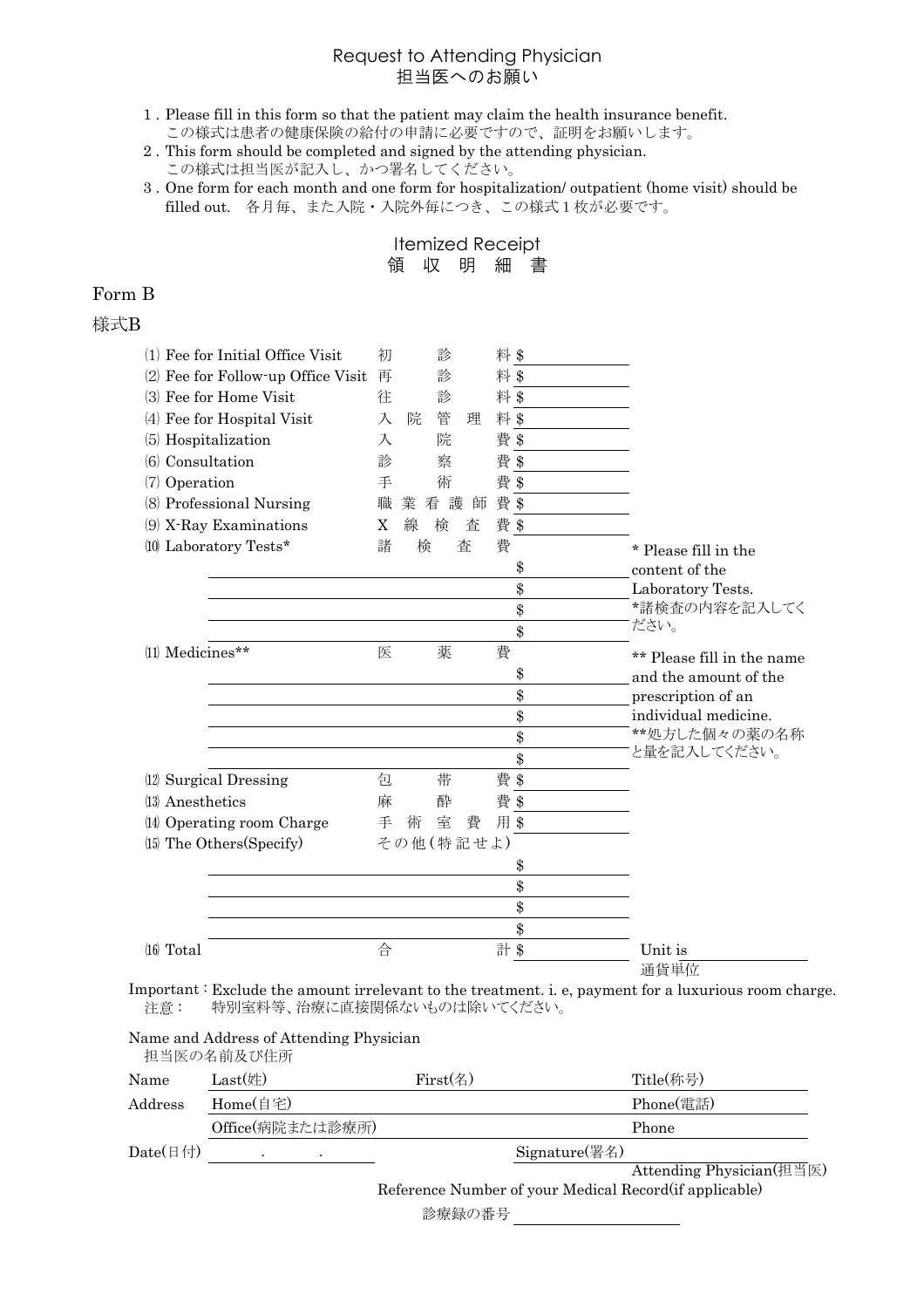# Request to Attending Physician
# 担当医へのお願い

1. Please fill in this form so that the patient may claim the health insurance benefit.
   この様式は患者の健康保険の給付の申請に必要ですので、証明をお願いします。
2. This form should be completed and signed by the attending physician.
   この様式は担当医が記入し、かつ署名してください。
3. One form for each month and one form for hospitalization/ outpatient (home visit) should be filled out.　各月毎、また入院・入院外毎につき、この様式１枚が必要です。

## Itemized Receipt
## 領　収　明　細　書

Form B

様式B

| Item | | Amount | Notes |
|---|---|---|---|
| (1) Fee for Initial Office Visit | 初診料 | $ | |
| (2) Fee for Follow-up Office Visit | 再診料 | $ | |
| (3) Fee for Home Visit | 往診料 | $ | |
| (4) Fee for Hospital Visit | 入院管理料 | $ | |
| (5) Hospitalization | 入院費 | $ | |
| (6) Consultation | 診察費 | $ | |
| (7) Operation | 手術費 | $ | |
| (8) Professional Nursing | 職業看護師費 | $ | |
| (9) X-Ray Examinations | X線検査費 | $ | |
| (10) Laboratory Tests* | 諸検査費 | $ | * Please fill in the content of the Laboratory Tests. *諸検査の内容を記入してください。 |
| | | $ | |
| | | $ | |
| | | $ | |
| | | $ | |
| (11) Medicines** | 医薬費 | $ | ** Please fill in the name and the amount of the prescription of an individual medicine. **処方した個々の薬の名称と量を記入してください。 |
| | | $ | |
| | | $ | |
| | | $ | |
| | | $ | |
| (12) Surgical Dressing | 包帯費 | $ | |
| (13) Anesthetics | 麻酔費 | $ | |
| (14) Operating room Charge | 手術室費用 | $ | |
| (15) The Others(Specify) | その他(特記せよ) | | |
| | | $ | |
| | | $ | |
| | | $ | |
| | | $ | |
| (16) Total | 合計 | $ | Unit is ______ 通貨単位 |

Important : Exclude the amount irrelevant to the treatment. i. e, payment for a luxurious room charge.
注意：　特別室料等、治療に直接関係ないものは除いてください。

Name and Address of Attending Physician
担当医の名前及び住所

| | | | |
|---|---|---|---|
| Name | Last(姓) | First(名) | Title(称号) |
| Address | Home(自宅) | | Phone(電話) |
| | Office(病院または診療所) | | Phone |

Date(日付) ______ . ______ . ______　　　Signature(署名) ______________________
Attending Physician(担当医)

Reference Number of your Medical Record(if applicable)
診療録の番号 ______________________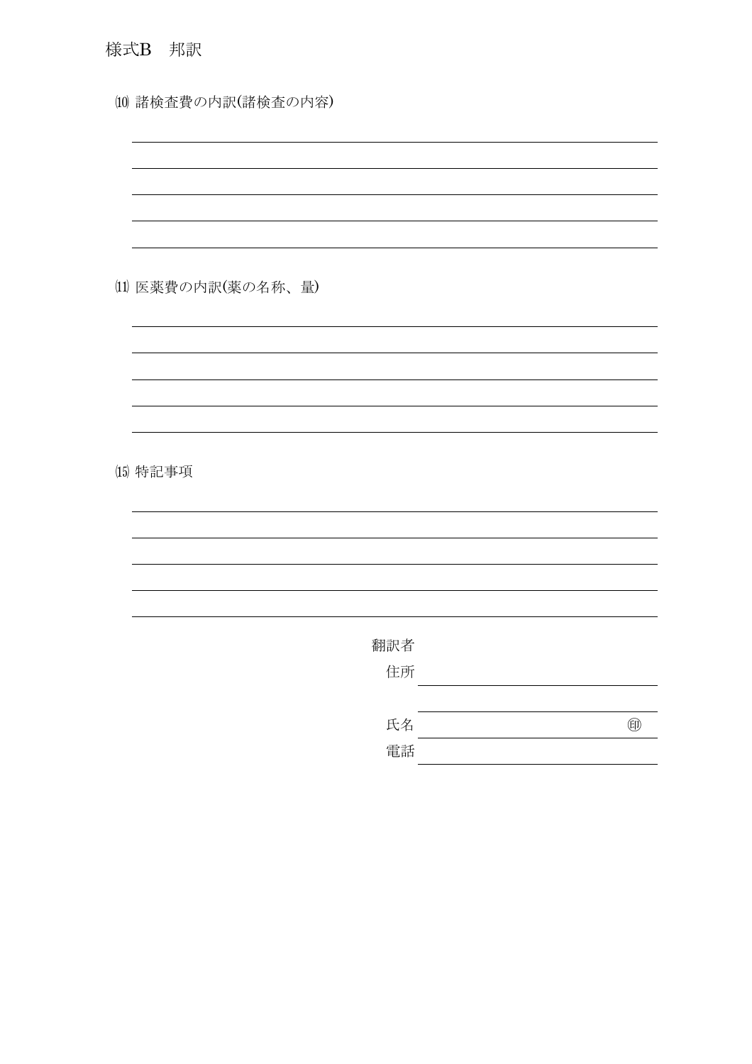様式B　邦訳

⑽ 諸検査費の内訳(諸検査の内容)

⑾ 医薬費の内訳(薬の名称、量)

⒂ 特記事項

翻訳者

住所

氏名　　　　　　　　　　　　㊞

電話